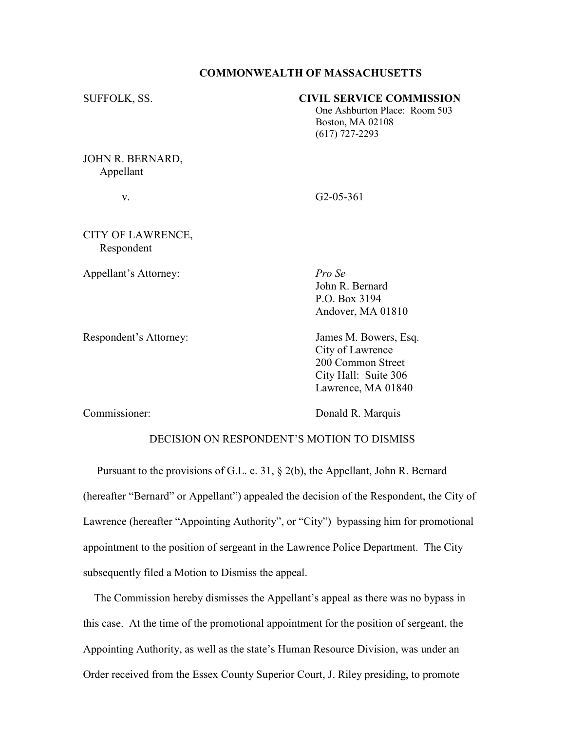**COMMONWEALTH OF MASSACHUSETTS**

SUFFOLK, SS.

**CIVIL SERVICE COMMISSION**
One Ashburton Place: Room 503
Boston, MA 02108
(617) 727-2293

JOHN R. BERNARD,
Appellant

v. G2-05-361

CITY OF LAWRENCE,
Respondent

Appellant's Attorney: *Pro Se*
John R. Bernard
P.O. Box 3194
Andover, MA 01810

Respondent's Attorney: James M. Bowers, Esq.
City of Lawrence
200 Common Street
City Hall: Suite 306
Lawrence, MA 01840

Commissioner: Donald R. Marquis

DECISION ON RESPONDENT'S MOTION TO DISMISS

Pursuant to the provisions of G.L. c. 31, § 2(b), the Appellant, John R. Bernard (hereafter "Bernard" or Appellant") appealed the decision of the Respondent, the City of Lawrence (hereafter "Appointing Authority", or "City") bypassing him for promotional appointment to the position of sergeant in the Lawrence Police Department. The City subsequently filed a Motion to Dismiss the appeal.

The Commission hereby dismisses the Appellant's appeal as there was no bypass in this case. At the time of the promotional appointment for the position of sergeant, the Appointing Authority, as well as the state's Human Resource Division, was under an Order received from the Essex County Superior Court, J. Riley presiding, to promote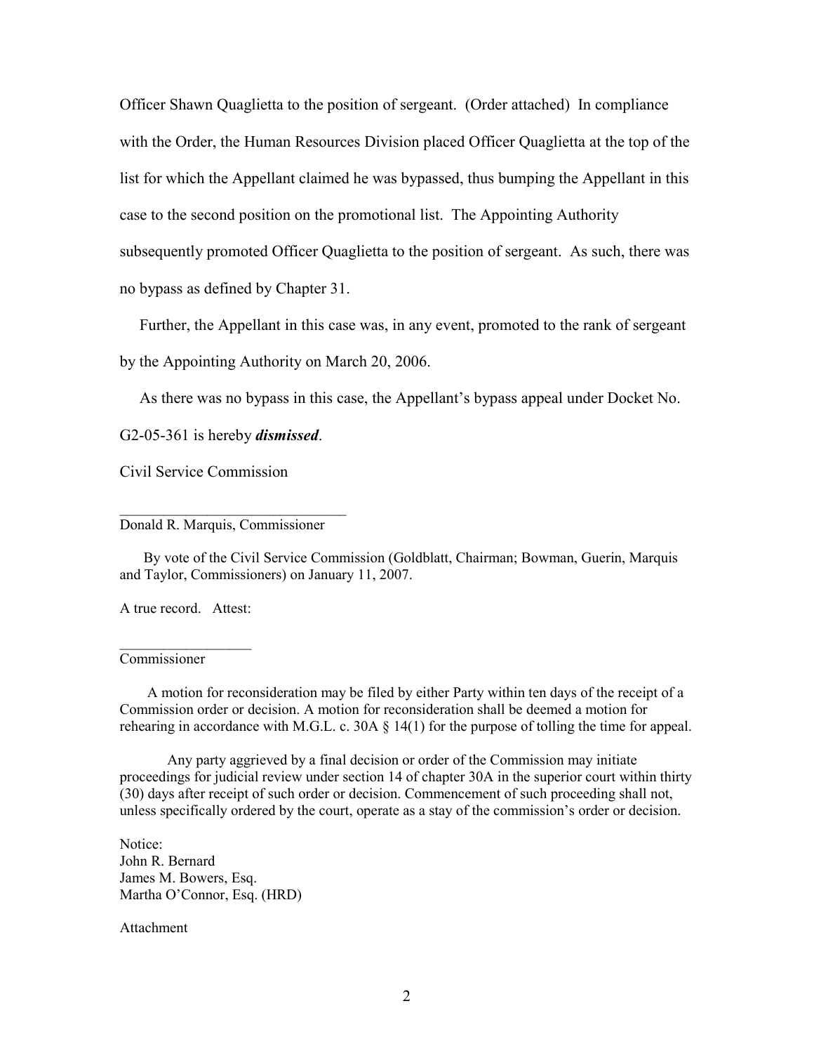Officer Shawn Quaglietta to the position of sergeant. (Order attached) In compliance with the Order, the Human Resources Division placed Officer Quaglietta at the top of the list for which the Appellant claimed he was bypassed, thus bumping the Appellant in this case to the second position on the promotional list. The Appointing Authority subsequently promoted Officer Quaglietta to the position of sergeant. As such, there was no bypass as defined by Chapter 31.

Further, the Appellant in this case was, in any event, promoted to the rank of sergeant by the Appointing Authority on March 20, 2006.

As there was no bypass in this case, the Appellant's bypass appeal under Docket No. G2-05-361 is hereby ***dismissed***.

Civil Service Commission

\_\_\_\_\_\_\_\_\_\_\_\_\_\_\_\_\_\_\_\_\_\_\_\_\_\_\_\_\_\_

Donald R. Marquis, Commissioner

By vote of the Civil Service Commission (Goldblatt, Chairman; Bowman, Guerin, Marquis and Taylor, Commissioners) on January 11, 2007.

A true record. Attest:

\_\_\_\_\_\_\_\_\_\_\_\_\_\_\_\_\_\_

Commissioner

A motion for reconsideration may be filed by either Party within ten days of the receipt of a Commission order or decision. A motion for reconsideration shall be deemed a motion for rehearing in accordance with M.G.L. c. 30A § 14(1) for the purpose of tolling the time for appeal.

Any party aggrieved by a final decision or order of the Commission may initiate proceedings for judicial review under section 14 of chapter 30A in the superior court within thirty (30) days after receipt of such order or decision. Commencement of such proceeding shall not, unless specifically ordered by the court, operate as a stay of the commission's order or decision.

Notice:
John R. Bernard
James M. Bowers, Esq.
Martha O'Connor, Esq. (HRD)

Attachment